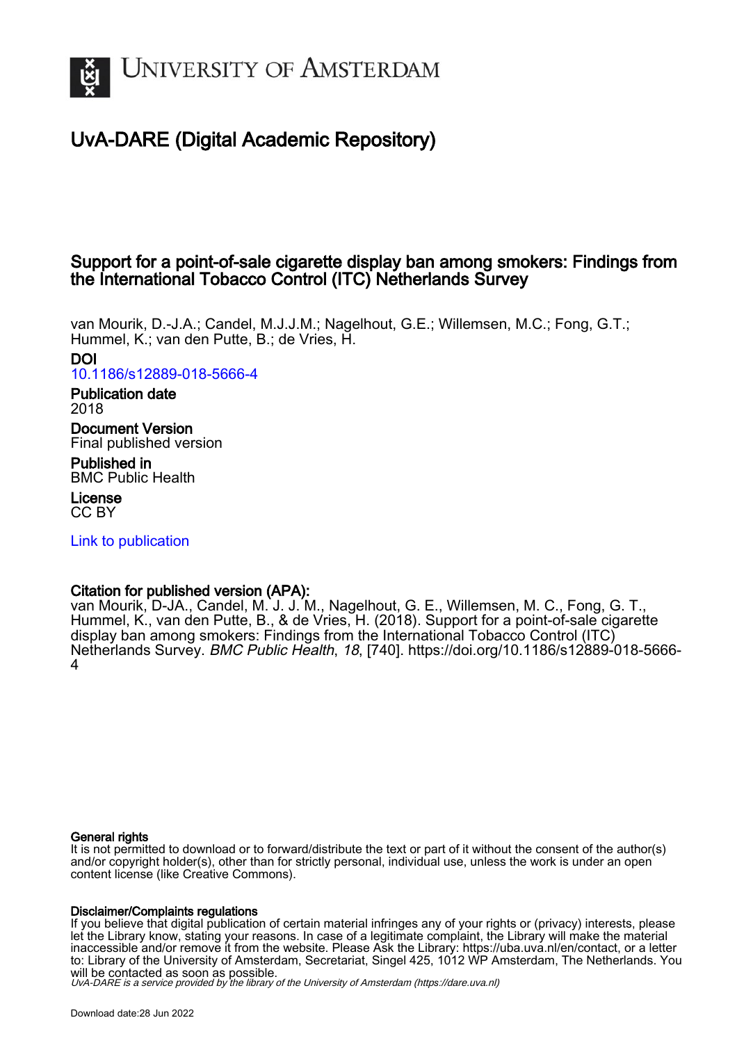# UNIVERSITY OF AMSTERDAM

## UvA-DARE (Digital Academic Repository)

### Support for a point-of-sale cigarette display ban among smokers: Findings from the International Tobacco Control (ITC) Netherlands Survey

van Mourik, D.-J.A.; Candel, M.J.J.M.; Nagelhout, G.E.; Willemsen, M.C.; Fong, G.T.; Hummel, K.; van den Putte, B.; de Vries, H.

**DOI**
10.1186/s12889-018-5666-4

**Publication date**
2018

**Document Version**
Final published version

**Published in**
BMC Public Health

**License**
CC BY

Link to publication

**Citation for published version (APA):**
van Mourik, D-JA., Candel, M. J. J. M., Nagelhout, G. E., Willemsen, M. C., Fong, G. T., Hummel, K., van den Putte, B., & de Vries, H. (2018). Support for a point-of-sale cigarette display ban among smokers: Findings from the International Tobacco Control (ITC) Netherlands Survey. *BMC Public Health*, *18*, [740]. https://doi.org/10.1186/s12889-018-5666-4

**General rights**
It is not permitted to download or to forward/distribute the text or part of it without the consent of the author(s) and/or copyright holder(s), other than for strictly personal, individual use, unless the work is under an open content license (like Creative Commons).

**Disclaimer/Complaints regulations**
If you believe that digital publication of certain material infringes any of your rights or (privacy) interests, please let the Library know, stating your reasons. In case of a legitimate complaint, the Library will make the material inaccessible and/or remove it from the website. Please Ask the Library: https://uba.uva.nl/en/contact, or a letter to: Library of the University of Amsterdam, Secretariat, Singel 425, 1012 WP Amsterdam, The Netherlands. You will be contacted as soon as possible.

*UvA-DARE is a service provided by the library of the University of Amsterdam (https://dare.uva.nl)*

Download date:28 Jun 2022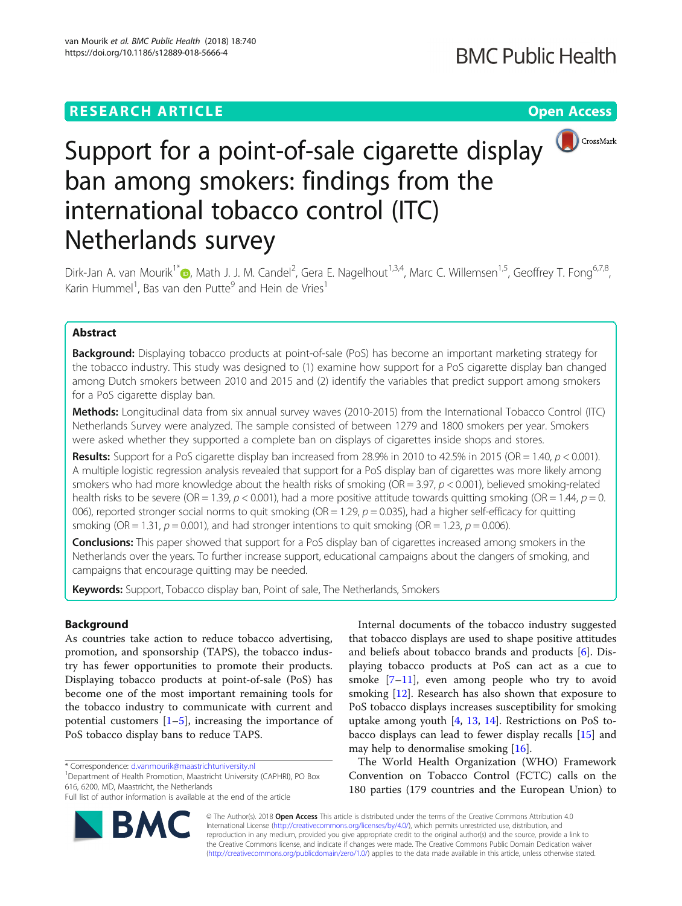# Support for a point-of-sale cigarette display ban among smokers: findings from the international tobacco control (ITC) Netherlands survey

Dirk-Jan A. van Mourik[1*], Math J. J. M. Candel[2], Gera E. Nagelhout[1,3,4], Marc C. Willemsen[1,5], Geoffrey T. Fong[6,7,8], Karin Hummel[1], Bas van den Putte[9] and Hein de Vries[1]

## Abstract

**Background:** Displaying tobacco products at point-of-sale (PoS) has become an important marketing strategy for the tobacco industry. This study was designed to (1) examine how support for a PoS cigarette display ban changed among Dutch smokers between 2010 and 2015 and (2) identify the variables that predict support among smokers for a PoS cigarette display ban.

**Methods:** Longitudinal data from six annual survey waves (2010-2015) from the International Tobacco Control (ITC) Netherlands Survey were analyzed. The sample consisted of between 1279 and 1800 smokers per year. Smokers were asked whether they supported a complete ban on displays of cigarettes inside shops and stores.

**Results:** Support for a PoS cigarette display ban increased from 28.9% in 2010 to 42.5% in 2015 (OR = 1.40, $p < 0.001$). A multiple logistic regression analysis revealed that support for a PoS display ban of cigarettes was more likely among smokers who had more knowledge about the health risks of smoking (OR = 3.97, $p < 0.001$), believed smoking-related health risks to be severe (OR = 1.39, $p < 0.001$), had a more positive attitude towards quitting smoking (OR = 1.44, $p = 0.006$), reported stronger social norms to quit smoking (OR = 1.29, $p = 0.035$), had a higher self-efficacy for quitting smoking (OR = 1.31, $p = 0.001$), and had stronger intentions to quit smoking (OR = 1.23, $p = 0.006$).

**Conclusions:** This paper showed that support for a PoS display ban of cigarettes increased among smokers in the Netherlands over the years. To further increase support, educational campaigns about the dangers of smoking, and campaigns that encourage quitting may be needed.

**Keywords:** Support, Tobacco display ban, Point of sale, The Netherlands, Smokers

## Background

As countries take action to reduce tobacco advertising, promotion, and sponsorship (TAPS), the tobacco industry has fewer opportunities to promote their products. Displaying tobacco products at point-of-sale (PoS) has become one of the most important remaining tools for the tobacco industry to communicate with current and potential customers [1–5], increasing the importance of PoS tobacco display bans to reduce TAPS.

Internal documents of the tobacco industry suggested that tobacco displays are used to shape positive attitudes and beliefs about tobacco brands and products [6]. Displaying tobacco products at PoS can act as a cue to smoke [7–11], even among people who try to avoid smoking [12]. Research has also shown that exposure to PoS tobacco displays increases susceptibility for smoking uptake among youth [4, 13, 14]. Restrictions on PoS tobacco displays can lead to fewer display recalls [15] and may help to denormalise smoking [16].

The World Health Organization (WHO) Framework Convention on Tobacco Control (FCTC) calls on the 180 parties (179 countries and the European Union) to

\* Correspondence: d.vanmourik@maastrichtuniversity.nl
[1]Department of Health Promotion, Maastricht University (CAPHRI), PO Box 616, 6200, MD, Maastricht, the Netherlands
Full list of author information is available at the end of the article

© The Author(s). 2018 **Open Access** This article is distributed under the terms of the Creative Commons Attribution 4.0 International License (http://creativecommons.org/licenses/by/4.0/), which permits unrestricted use, distribution, and reproduction in any medium, provided you give appropriate credit to the original author(s) and the source, provide a link to the Creative Commons license, and indicate if changes were made. The Creative Commons Public Domain Dedication waiver (http://creativecommons.org/publicdomain/zero/1.0/) applies to the data made available in this article, unless otherwise stated.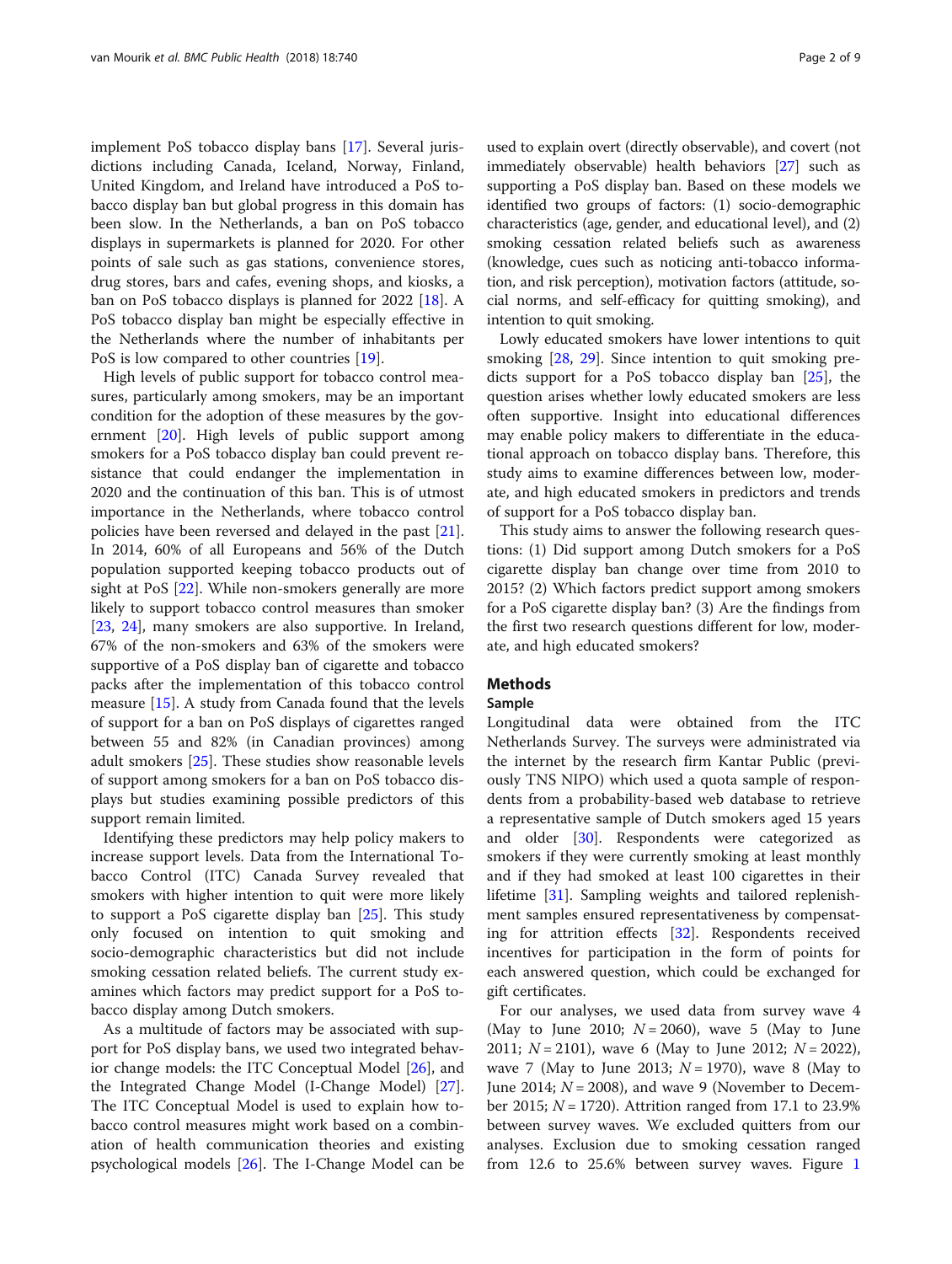implement PoS tobacco display bans [17]. Several jurisdictions including Canada, Iceland, Norway, Finland, United Kingdom, and Ireland have introduced a PoS tobacco display ban but global progress in this domain has been slow. In the Netherlands, a ban on PoS tobacco displays in supermarkets is planned for 2020. For other points of sale such as gas stations, convenience stores, drug stores, bars and cafes, evening shops, and kiosks, a ban on PoS tobacco displays is planned for 2022 [18]. A PoS tobacco display ban might be especially effective in the Netherlands where the number of inhabitants per PoS is low compared to other countries [19].

High levels of public support for tobacco control measures, particularly among smokers, may be an important condition for the adoption of these measures by the government [20]. High levels of public support among smokers for a PoS tobacco display ban could prevent resistance that could endanger the implementation in 2020 and the continuation of this ban. This is of utmost importance in the Netherlands, where tobacco control policies have been reversed and delayed in the past [21]. In 2014, 60% of all Europeans and 56% of the Dutch population supported keeping tobacco products out of sight at PoS [22]. While non-smokers generally are more likely to support tobacco control measures than smoker [23, 24], many smokers are also supportive. In Ireland, 67% of the non-smokers and 63% of the smokers were supportive of a PoS display ban of cigarette and tobacco packs after the implementation of this tobacco control measure [15]. A study from Canada found that the levels of support for a ban on PoS displays of cigarettes ranged between 55 and 82% (in Canadian provinces) among adult smokers [25]. These studies show reasonable levels of support among smokers for a ban on PoS tobacco displays but studies examining possible predictors of this support remain limited.

Identifying these predictors may help policy makers to increase support levels. Data from the International Tobacco Control (ITC) Canada Survey revealed that smokers with higher intention to quit were more likely to support a PoS cigarette display ban [25]. This study only focused on intention to quit smoking and socio-demographic characteristics but did not include smoking cessation related beliefs. The current study examines which factors may predict support for a PoS tobacco display among Dutch smokers.

As a multitude of factors may be associated with support for PoS display bans, we used two integrated behavior change models: the ITC Conceptual Model [26], and the Integrated Change Model (I-Change Model) [27]. The ITC Conceptual Model is used to explain how tobacco control measures might work based on a combination of health communication theories and existing psychological models [26]. The I-Change Model can be used to explain overt (directly observable), and covert (not immediately observable) health behaviors [27] such as supporting a PoS display ban. Based on these models we identified two groups of factors: (1) socio-demographic characteristics (age, gender, and educational level), and (2) smoking cessation related beliefs such as awareness (knowledge, cues such as noticing anti-tobacco information, and risk perception), motivation factors (attitude, social norms, and self-efficacy for quitting smoking), and intention to quit smoking.

Lowly educated smokers have lower intentions to quit smoking [28, 29]. Since intention to quit smoking predicts support for a PoS tobacco display ban [25], the question arises whether lowly educated smokers are less often supportive. Insight into educational differences may enable policy makers to differentiate in the educational approach on tobacco display bans. Therefore, this study aims to examine differences between low, moderate, and high educated smokers in predictors and trends of support for a PoS tobacco display ban.

This study aims to answer the following research questions: (1) Did support among Dutch smokers for a PoS cigarette display ban change over time from 2010 to 2015? (2) Which factors predict support among smokers for a PoS cigarette display ban? (3) Are the findings from the first two research questions different for low, moderate, and high educated smokers?

## Methods

### Sample

Longitudinal data were obtained from the ITC Netherlands Survey. The surveys were administrated via the internet by the research firm Kantar Public (previously TNS NIPO) which used a quota sample of respondents from a probability-based web database to retrieve a representative sample of Dutch smokers aged 15 years and older [30]. Respondents were categorized as smokers if they were currently smoking at least monthly and if they had smoked at least 100 cigarettes in their lifetime [31]. Sampling weights and tailored replenishment samples ensured representativeness by compensating for attrition effects [32]. Respondents received incentives for participation in the form of points for each answered question, which could be exchanged for gift certificates.

For our analyses, we used data from survey wave 4 (May to June 2010; $N = 2060$), wave 5 (May to June 2011; $N = 2101$), wave 6 (May to June 2012; $N = 2022$), wave 7 (May to June 2013; $N = 1970$), wave 8 (May to June 2014; $N = 2008$), and wave 9 (November to December 2015; $N = 1720$). Attrition ranged from 17.1 to 23.9% between survey waves. We excluded quitters from our analyses. Exclusion due to smoking cessation ranged from 12.6 to 25.6% between survey waves. Figure 1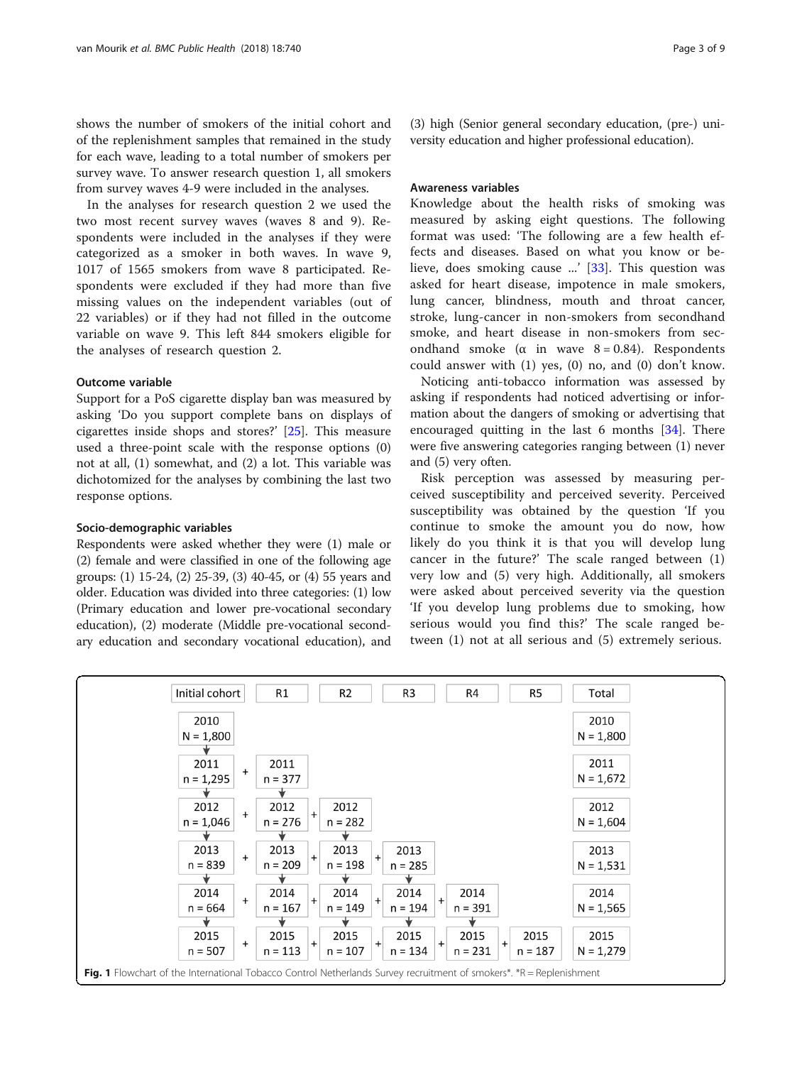shows the number of smokers of the initial cohort and of the replenishment samples that remained in the study for each wave, leading to a total number of smokers per survey wave. To answer research question 1, all smokers from survey waves 4-9 were included in the analyses.

In the analyses for research question 2 we used the two most recent survey waves (waves 8 and 9). Respondents were included in the analyses if they were categorized as a smoker in both waves. In wave 9, 1017 of 1565 smokers from wave 8 participated. Respondents were excluded if they had more than five missing values on the independent variables (out of 22 variables) or if they had not filled in the outcome variable on wave 9. This left 844 smokers eligible for the analyses of research question 2.

### Outcome variable

Support for a PoS cigarette display ban was measured by asking 'Do you support complete bans on displays of cigarettes inside shops and stores?' [25]. This measure used a three-point scale with the response options (0) not at all, (1) somewhat, and (2) a lot. This variable was dichotomized for the analyses by combining the last two response options.

### Socio-demographic variables

Respondents were asked whether they were (1) male or (2) female and were classified in one of the following age groups: (1) 15-24, (2) 25-39, (3) 40-45, or (4) 55 years and older. Education was divided into three categories: (1) low (Primary education and lower pre-vocational secondary education), (2) moderate (Middle pre-vocational secondary education and secondary vocational education), and (3) high (Senior general secondary education, (pre-) university education and higher professional education).

### Awareness variables

Knowledge about the health risks of smoking was measured by asking eight questions. The following format was used: 'The following are a few health effects and diseases. Based on what you know or believe, does smoking cause ...' [33]. This question was asked for heart disease, impotence in male smokers, lung cancer, blindness, mouth and throat cancer, stroke, lung-cancer in non-smokers from secondhand smoke, and heart disease in non-smokers from secondhand smoke (α in wave 8 = 0.84). Respondents could answer with (1) yes, (0) no, and (0) don't know.

Noticing anti-tobacco information was assessed by asking if respondents had noticed advertising or information about the dangers of smoking or advertising that encouraged quitting in the last 6 months [34]. There were five answering categories ranging between (1) never and (5) very often.

Risk perception was assessed by measuring perceived susceptibility and perceived severity. Perceived susceptibility was obtained by the question 'If you continue to smoke the amount you do now, how likely do you think it is that you will develop lung cancer in the future?' The scale ranged between (1) very low and (5) very high. Additionally, all smokers were asked about perceived severity via the question 'If you develop lung problems due to smoking, how serious would you find this?' The scale ranged between (1) not at all serious and (5) extremely serious.

| Initial cohort | | R1 | | R2 | | R3 | | R4 | | R5 | Total |
|---|---|---|---|---|---|---|---|---|---|---|---|
| 2010 N = 1,800 | | | | | | | | | | | 2010 N = 1,800 |
| 2011 n = 1,295 | + | 2011 n = 377 | | | | | | | | | 2011 N = 1,672 |
| 2012 n = 1,046 | + | 2012 n = 276 | + | 2012 n = 282 | | | | | | | 2012 N = 1,604 |
| 2013 n = 839 | + | 2013 n = 209 | + | 2013 n = 198 | + | 2013 n = 285 | | | | | 2013 N = 1,531 |
| 2014 n = 664 | + | 2014 n = 167 | + | 2014 n = 149 | + | 2014 n = 194 | + | 2014 n = 391 | | | 2014 N = 1,565 |
| 2015 n = 507 | + | 2015 n = 113 | + | 2015 n = 107 | + | 2015 n = 134 | + | 2015 n = 231 | + | 2015 n = 187 | 2015 N = 1,279 |

**Fig. 1** Flowchart of the International Tobacco Control Netherlands Survey recruitment of smokers*. *R = Replenishment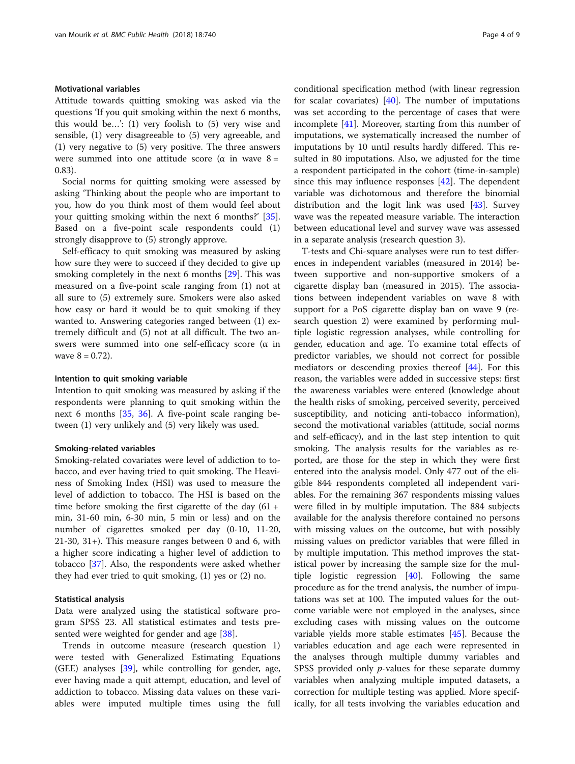#### Motivational variables

Attitude towards quitting smoking was asked via the questions 'If you quit smoking within the next 6 months, this would be…': (1) very foolish to (5) very wise and sensible, (1) very disagreeable to (5) very agreeable, and (1) very negative to (5) very positive. The three answers were summed into one attitude score (α in wave 8 = 0.83).

Social norms for quitting smoking were assessed by asking 'Thinking about the people who are important to you, how do you think most of them would feel about your quitting smoking within the next 6 months?' [35]. Based on a five-point scale respondents could (1) strongly disapprove to (5) strongly approve.

Self-efficacy to quit smoking was measured by asking how sure they were to succeed if they decided to give up smoking completely in the next 6 months [29]. This was measured on a five-point scale ranging from (1) not at all sure to (5) extremely sure. Smokers were also asked how easy or hard it would be to quit smoking if they wanted to. Answering categories ranged between (1) extremely difficult and (5) not at all difficult. The two answers were summed into one self-efficacy score (α in wave 8 = 0.72).

#### Intention to quit smoking variable

Intention to quit smoking was measured by asking if the respondents were planning to quit smoking within the next 6 months [35, 36]. A five-point scale ranging between (1) very unlikely and (5) very likely was used.

#### Smoking-related variables

Smoking-related covariates were level of addiction to tobacco, and ever having tried to quit smoking. The Heaviness of Smoking Index (HSI) was used to measure the level of addiction to tobacco. The HSI is based on the time before smoking the first cigarette of the day (61 + min, 31-60 min, 6-30 min, 5 min or less) and on the number of cigarettes smoked per day (0-10, 11-20, 21-30, 31+). This measure ranges between 0 and 6, with a higher score indicating a higher level of addiction to tobacco [37]. Also, the respondents were asked whether they had ever tried to quit smoking, (1) yes or (2) no.

#### Statistical analysis

Data were analyzed using the statistical software program SPSS 23. All statistical estimates and tests presented were weighted for gender and age [38].

Trends in outcome measure (research question 1) were tested with Generalized Estimating Equations (GEE) analyses [39], while controlling for gender, age, ever having made a quit attempt, education, and level of addiction to tobacco. Missing data values on these variables were imputed multiple times using the full conditional specification method (with linear regression for scalar covariates) [40]. The number of imputations was set according to the percentage of cases that were incomplete [41]. Moreover, starting from this number of imputations, we systematically increased the number of imputations by 10 until results hardly differed. This resulted in 80 imputations. Also, we adjusted for the time a respondent participated in the cohort (time-in-sample) since this may influence responses [42]. The dependent variable was dichotomous and therefore the binomial distribution and the logit link was used [43]. Survey wave was the repeated measure variable. The interaction between educational level and survey wave was assessed in a separate analysis (research question 3).

T-tests and Chi-square analyses were run to test differences in independent variables (measured in 2014) between supportive and non-supportive smokers of a cigarette display ban (measured in 2015). The associations between independent variables on wave 8 with support for a PoS cigarette display ban on wave 9 (research question 2) were examined by performing multiple logistic regression analyses, while controlling for gender, education and age. To examine total effects of predictor variables, we should not correct for possible mediators or descending proxies thereof [44]. For this reason, the variables were added in successive steps: first the awareness variables were entered (knowledge about the health risks of smoking, perceived severity, perceived susceptibility, and noticing anti-tobacco information), second the motivational variables (attitude, social norms and self-efficacy), and in the last step intention to quit smoking. The analysis results for the variables as reported, are those for the step in which they were first entered into the analysis model. Only 477 out of the eligible 844 respondents completed all independent variables. For the remaining 367 respondents missing values were filled in by multiple imputation. The 884 subjects available for the analysis therefore contained no persons with missing values on the outcome, but with possibly missing values on predictor variables that were filled in by multiple imputation. This method improves the statistical power by increasing the sample size for the multiple logistic regression [40]. Following the same procedure as for the trend analysis, the number of imputations was set at 100. The imputed values for the outcome variable were not employed in the analyses, since excluding cases with missing values on the outcome variable yields more stable estimates [45]. Because the variables education and age each were represented in the analyses through multiple dummy variables and SPSS provided only *p*-values for these separate dummy variables when analyzing multiple imputed datasets, a correction for multiple testing was applied. More specifically, for all tests involving the variables education and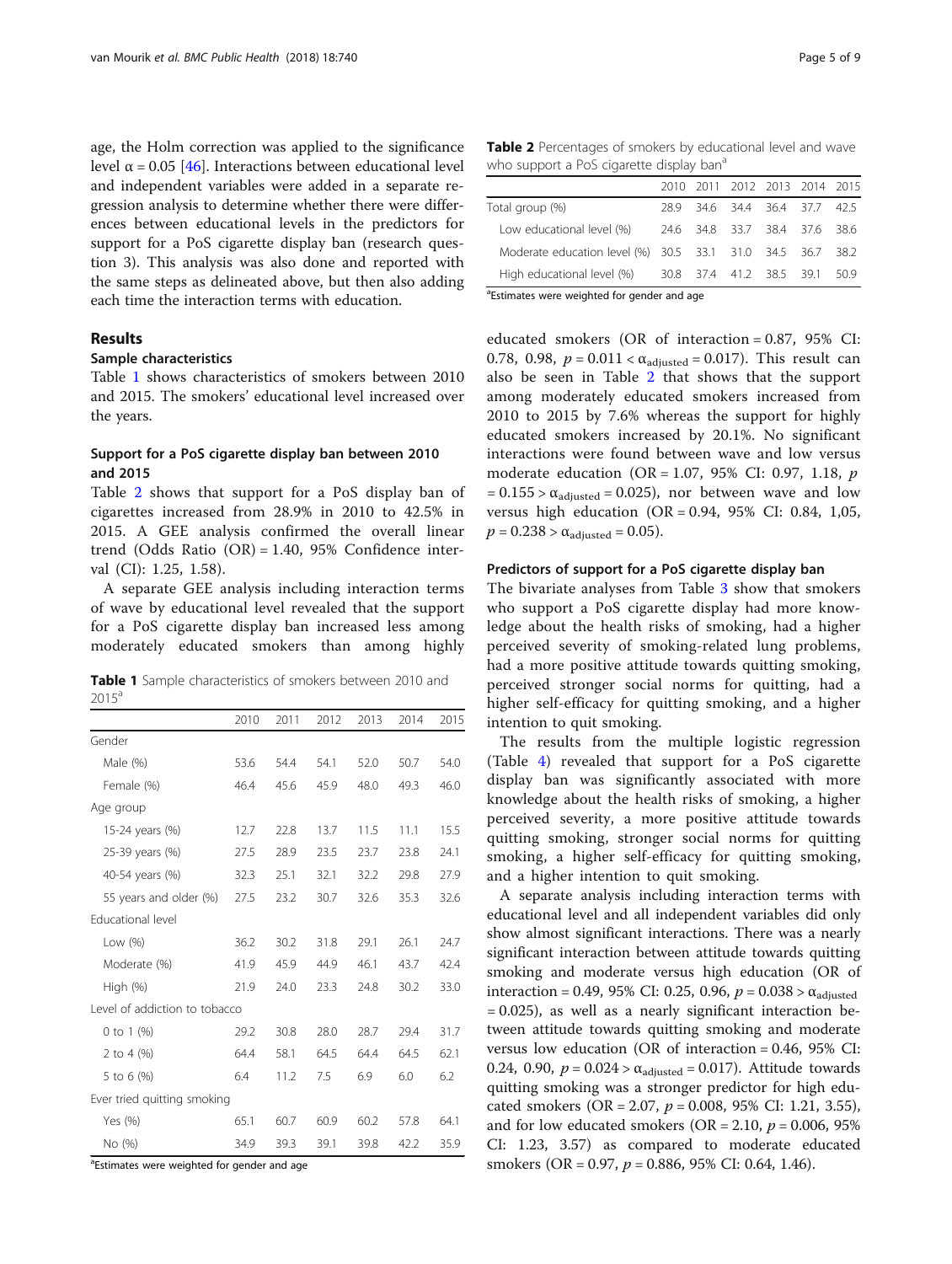age, the Holm correction was applied to the significance level $\alpha = 0.05$ [46]. Interactions between educational level and independent variables were added in a separate regression analysis to determine whether there were differences between educational levels in the predictors for support for a PoS cigarette display ban (research question 3). This analysis was also done and reported with the same steps as delineated above, but then also adding each time the interaction terms with education.

## Results

### Sample characteristics

Table 1 shows characteristics of smokers between 2010 and 2015. The smokers' educational level increased over the years.

### Support for a PoS cigarette display ban between 2010 and 2015

Table 2 shows that support for a PoS display ban of cigarettes increased from 28.9% in 2010 to 42.5% in 2015. A GEE analysis confirmed the overall linear trend (Odds Ratio (OR) = 1.40, 95% Confidence interval (CI): 1.25, 1.58).

A separate GEE analysis including interaction terms of wave by educational level revealed that the support for a PoS cigarette display ban increased less among moderately educated smokers than among highly educated smokers (OR of interaction = 0.87, 95% CI: 0.78, 0.98, $p = 0.011 < \alpha_{adjusted} = 0.017$). This result can also be seen in Table 2 that shows that the support among moderately educated smokers increased from 2010 to 2015 by 7.6% whereas the support for highly educated smokers increased by 20.1%. No significant interactions were found between wave and low versus moderate education (OR = 1.07, 95% CI: 0.97, 1.18, $p = 0.155 > \alpha_{adjusted} = 0.025$), nor between wave and low versus high education (OR = 0.94, 95% CI: 0.84, 1,05, $p = 0.238 > \alpha_{adjusted} = 0.05$).

**Table 1** Sample characteristics of smokers between 2010 and 2015[a]

| | 2010 | 2011 | 2012 | 2013 | 2014 | 2015 |
|---|---|---|---|---|---|---|
| Gender | | | | | | |
| Male (%) | 53.6 | 54.4 | 54.1 | 52.0 | 50.7 | 54.0 |
| Female (%) | 46.4 | 45.6 | 45.9 | 48.0 | 49.3 | 46.0 |
| Age group | | | | | | |
| 15-24 years (%) | 12.7 | 22.8 | 13.7 | 11.5 | 11.1 | 15.5 |
| 25-39 years (%) | 27.5 | 28.9 | 23.5 | 23.7 | 23.8 | 24.1 |
| 40-54 years (%) | 32.3 | 25.1 | 32.1 | 32.2 | 29.8 | 27.9 |
| 55 years and older (%) | 27.5 | 23.2 | 30.7 | 32.6 | 35.3 | 32.6 |
| Educational level | | | | | | |
| Low (%) | 36.2 | 30.2 | 31.8 | 29.1 | 26.1 | 24.7 |
| Moderate (%) | 41.9 | 45.9 | 44.9 | 46.1 | 43.7 | 42.4 |
| High (%) | 21.9 | 24.0 | 23.3 | 24.8 | 30.2 | 33.0 |
| Level of addiction to tobacco | | | | | | |
| 0 to 1 (%) | 29.2 | 30.8 | 28.0 | 28.7 | 29.4 | 31.7 |
| 2 to 4 (%) | 64.4 | 58.1 | 64.5 | 64.4 | 64.5 | 62.1 |
| 5 to 6 (%) | 6.4 | 11.2 | 7.5 | 6.9 | 6.0 | 6.2 |
| Ever tried quitting smoking | | | | | | |
| Yes (%) | 65.1 | 60.7 | 60.9 | 60.2 | 57.8 | 64.1 |
| No (%) | 34.9 | 39.3 | 39.1 | 39.8 | 42.2 | 35.9 |

[a]Estimates were weighted for gender and age

**Table 2** Percentages of smokers by educational level and wave who support a PoS cigarette display ban[a]

| | 2010 | 2011 | 2012 | 2013 | 2014 | 2015 |
|---|---|---|---|---|---|---|
| Total group (%) | 28.9 | 34.6 | 34.4 | 36.4 | 37.7 | 42.5 |
| Low educational level (%) | 24.6 | 34.8 | 33.7 | 38.4 | 37.6 | 38.6 |
| Moderate education level (%) | 30.5 | 33.1 | 31.0 | 34.5 | 36.7 | 38.2 |
| High educational level (%) | 30.8 | 37.4 | 41.2 | 38.5 | 39.1 | 50.9 |

[a]Estimates were weighted for gender and age

### Predictors of support for a PoS cigarette display ban

The bivariate analyses from Table 3 show that smokers who support a PoS cigarette display had more knowledge about the health risks of smoking, had a higher perceived severity of smoking-related lung problems, had a more positive attitude towards quitting smoking, perceived stronger social norms for quitting, had a higher self-efficacy for quitting smoking, and a higher intention to quit smoking.

The results from the multiple logistic regression (Table 4) revealed that support for a PoS cigarette display ban was significantly associated with more knowledge about the health risks of smoking, a higher perceived severity, a more positive attitude towards quitting smoking, stronger social norms for quitting smoking, a higher self-efficacy for quitting smoking, and a higher intention to quit smoking.

A separate analysis including interaction terms with educational level and all independent variables did only show almost significant interactions. There was a nearly significant interaction between attitude towards quitting smoking and moderate versus high education (OR of interaction = 0.49, 95% CI: 0.25, 0.96, $p = 0.038 > \alpha_{adjusted} = 0.025$), as well as a nearly significant interaction between attitude towards quitting smoking and moderate versus low education (OR of interaction = 0.46, 95% CI: 0.24, 0.90, $p = 0.024 > \alpha_{adjusted} = 0.017$). Attitude towards quitting smoking was a stronger predictor for high educated smokers (OR = 2.07, $p = 0.008$, 95% CI: 1.21, 3.55), and for low educated smokers (OR = 2.10, $p = 0.006$, 95% CI: 1.23, 3.57) as compared to moderate educated smokers (OR = 0.97, $p = 0.886$, 95% CI: 0.64, 1.46).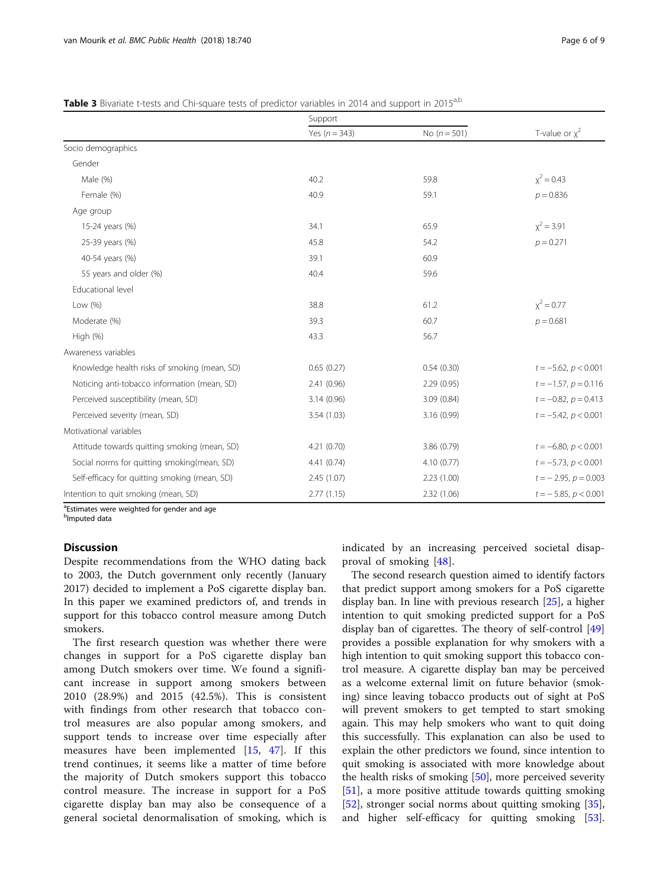**Table 3** Bivariate t-tests and Chi-square tests of predictor variables in 2014 and support in 2015[a,b]

| | Support | | T-value or $\chi^2$ |
|---|---|---|---|
| | Yes ($n = 343$) | No ($n = 501$) | |
| Socio demographics | | | |
| Gender | | | |
| Male (%) | 40.2 | 59.8 | $\chi^2 = 0.43$ |
| Female (%) | 40.9 | 59.1 | $p = 0.836$ |
| Age group | | | |
| 15-24 years (%) | 34.1 | 65.9 | $\chi^2 = 3.91$ |
| 25-39 years (%) | 45.8 | 54.2 | $p = 0.271$ |
| 40-54 years (%) | 39.1 | 60.9 | |
| 55 years and older (%) | 40.4 | 59.6 | |
| Educational level | | | |
| Low (%) | 38.8 | 61.2 | $\chi^2 = 0.77$ |
| Moderate (%) | 39.3 | 60.7 | $p = 0.681$ |
| High (%) | 43.3 | 56.7 | |
| Awareness variables | | | |
| Knowledge health risks of smoking (mean, SD) | 0.65 (0.27) | 0.54 (0.30) | $t = -5.62$, $p < 0.001$ |
| Noticing anti-tobacco information (mean, SD) | 2.41 (0.96) | 2.29 (0.95) | $t = -1.57$, $p = 0.116$ |
| Perceived susceptibility (mean, SD) | 3.14 (0.96) | 3.09 (0.84) | $t = -0.82$, $p = 0.413$ |
| Perceived severity (mean, SD) | 3.54 (1.03) | 3.16 (0.99) | $t = -5.42$, $p < 0.001$ |
| Motivational variables | | | |
| Attitude towards quitting smoking (mean, SD) | 4.21 (0.70) | 3.86 (0.79) | $t = -6.80$, $p < 0.001$ |
| Social norms for quitting smoking(mean, SD) | 4.41 (0.74) | 4.10 (0.77) | $t = -5.73$, $p < 0.001$ |
| Self-efficacy for quitting smoking (mean, SD) | 2.45 (1.07) | 2.23 (1.00) | $t = -2.95$, $p = 0.003$ |
| Intention to quit smoking (mean, SD) | 2.77 (1.15) | 2.32 (1.06) | $t = -5.85$, $p < 0.001$ |

[a]Estimates were weighted for gender and age
[b]Imputed data

## Discussion

Despite recommendations from the WHO dating back to 2003, the Dutch government only recently (January 2017) decided to implement a PoS cigarette display ban. In this paper we examined predictors of, and trends in support for this tobacco control measure among Dutch smokers.

The first research question was whether there were changes in support for a PoS cigarette display ban among Dutch smokers over time. We found a significant increase in support among smokers between 2010 (28.9%) and 2015 (42.5%). This is consistent with findings from other research that tobacco control measures are also popular among smokers, and support tends to increase over time especially after measures have been implemented [15, 47]. If this trend continues, it seems like a matter of time before the majority of Dutch smokers support this tobacco control measure. The increase in support for a PoS cigarette display ban may also be consequence of a general societal denormalisation of smoking, which is indicated by an increasing perceived societal disapproval of smoking [48].

The second research question aimed to identify factors that predict support among smokers for a PoS cigarette display ban. In line with previous research [25], a higher intention to quit smoking predicted support for a PoS display ban of cigarettes. The theory of self-control [49] provides a possible explanation for why smokers with a high intention to quit smoking support this tobacco control measure. A cigarette display ban may be perceived as a welcome external limit on future behavior (smoking) since leaving tobacco products out of sight at PoS will prevent smokers to get tempted to start smoking again. This may help smokers who want to quit doing this successfully. This explanation can also be used to explain the other predictors we found, since intention to quit smoking is associated with more knowledge about the health risks of smoking [50], more perceived severity [51], a more positive attitude towards quitting smoking [52], stronger social norms about quitting smoking [35], and higher self-efficacy for quitting smoking [53].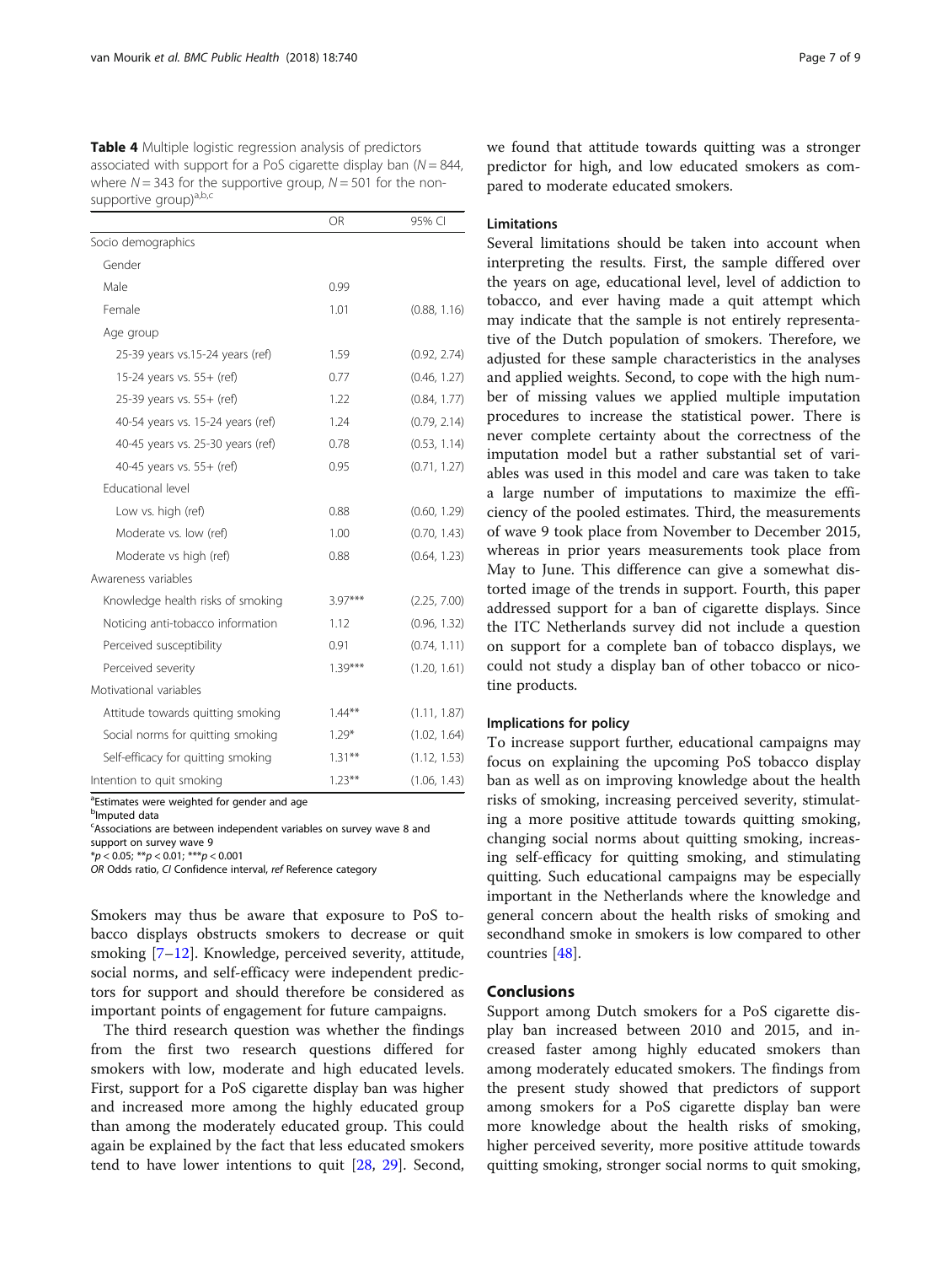**Table 4** Multiple logistic regression analysis of predictors associated with support for a PoS cigarette display ban ($N = 844$, where $N = 343$ for the supportive group, $N = 501$ for the non-supportive group)[a,b,c]

| | OR | 95% CI |
|---|---|---|
| Socio demographics | | |
| Gender | | |
| Male | 0.99 | |
| Female | 1.01 | (0.88, 1.16) |
| Age group | | |
| 25-39 years vs.15-24 years (ref) | 1.59 | (0.92, 2.74) |
| 15-24 years vs. 55+ (ref) | 0.77 | (0.46, 1.27) |
| 25-39 years vs. 55+ (ref) | 1.22 | (0.84, 1.77) |
| 40-54 years vs. 15-24 years (ref) | 1.24 | (0.79, 2.14) |
| 40-45 years vs. 25-30 years (ref) | 0.78 | (0.53, 1.14) |
| 40-45 years vs. 55+ (ref) | 0.95 | (0.71, 1.27) |
| Educational level | | |
| Low vs. high (ref) | 0.88 | (0.60, 1.29) |
| Moderate vs. low (ref) | 1.00 | (0.70, 1.43) |
| Moderate vs high (ref) | 0.88 | (0.64, 1.23) |
| Awareness variables | | |
| Knowledge health risks of smoking | 3.97*** | (2.25, 7.00) |
| Noticing anti-tobacco information | 1.12 | (0.96, 1.32) |
| Perceived susceptibility | 0.91 | (0.74, 1.11) |
| Perceived severity | 1.39*** | (1.20, 1.61) |
| Motivational variables | | |
| Attitude towards quitting smoking | 1.44** | (1.11, 1.87) |
| Social norms for quitting smoking | 1.29* | (1.02, 1.64) |
| Self-efficacy for quitting smoking | 1.31** | (1.12, 1.53) |
| Intention to quit smoking | 1.23** | (1.06, 1.43) |

[a]Estimates were weighted for gender and age
[b]Imputed data
[c]Associations are between independent variables on survey wave 8 and support on survey wave 9
*$p < 0.05$; **$p < 0.01$; ***$p < 0.001$
*OR* Odds ratio, *CI* Confidence interval, *ref* Reference category

Smokers may thus be aware that exposure to PoS tobacco displays obstructs smokers to decrease or quit smoking [7–12]. Knowledge, perceived severity, attitude, social norms, and self-efficacy were independent predictors for support and should therefore be considered as important points of engagement for future campaigns.

The third research question was whether the findings from the first two research questions differed for smokers with low, moderate and high educated levels. First, support for a PoS cigarette display ban was higher and increased more among the highly educated group than among the moderately educated group. This could again be explained by the fact that less educated smokers tend to have lower intentions to quit [28, 29]. Second, we found that attitude towards quitting was a stronger predictor for high, and low educated smokers as compared to moderate educated smokers.

### Limitations

Several limitations should be taken into account when interpreting the results. First, the sample differed over the years on age, educational level, level of addiction to tobacco, and ever having made a quit attempt which may indicate that the sample is not entirely representative of the Dutch population of smokers. Therefore, we adjusted for these sample characteristics in the analyses and applied weights. Second, to cope with the high number of missing values we applied multiple imputation procedures to increase the statistical power. There is never complete certainty about the correctness of the imputation model but a rather substantial set of variables was used in this model and care was taken to take a large number of imputations to maximize the efficiency of the pooled estimates. Third, the measurements of wave 9 took place from November to December 2015, whereas in prior years measurements took place from May to June. This difference can give a somewhat distorted image of the trends in support. Fourth, this paper addressed support for a ban of cigarette displays. Since the ITC Netherlands survey did not include a question on support for a complete ban of tobacco displays, we could not study a display ban of other tobacco or nicotine products.

### Implications for policy

To increase support further, educational campaigns may focus on explaining the upcoming PoS tobacco display ban as well as on improving knowledge about the health risks of smoking, increasing perceived severity, stimulating a more positive attitude towards quitting smoking, changing social norms about quitting smoking, increasing self-efficacy for quitting smoking, and stimulating quitting. Such educational campaigns may be especially important in the Netherlands where the knowledge and general concern about the health risks of smoking and secondhand smoke in smokers is low compared to other countries [48].

## Conclusions

Support among Dutch smokers for a PoS cigarette display ban increased between 2010 and 2015, and increased faster among highly educated smokers than among moderately educated smokers. The findings from the present study showed that predictors of support among smokers for a PoS cigarette display ban were more knowledge about the health risks of smoking, higher perceived severity, more positive attitude towards quitting smoking, stronger social norms to quit smoking,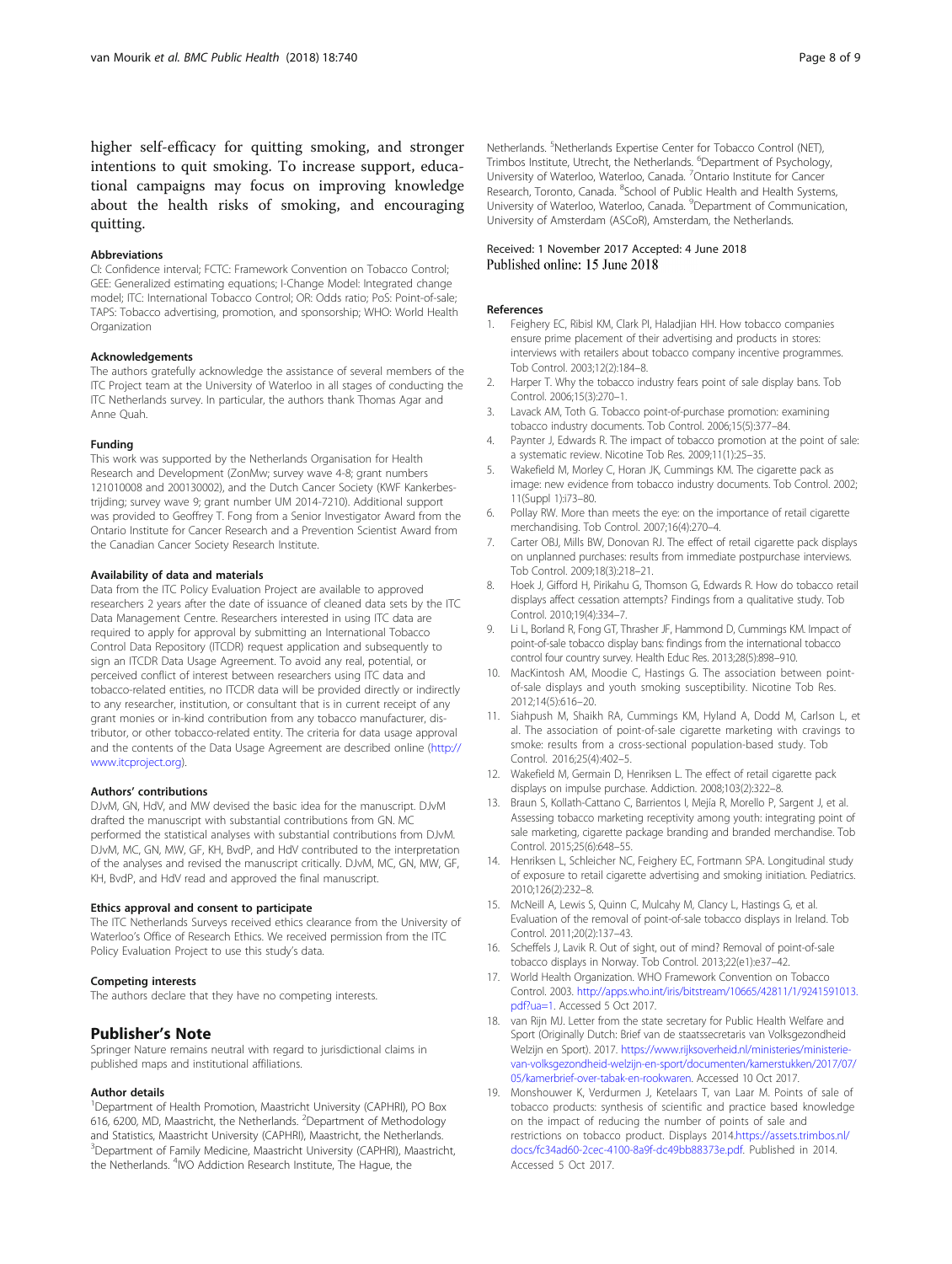higher self-efficacy for quitting smoking, and stronger intentions to quit smoking. To increase support, educational campaigns may focus on improving knowledge about the health risks of smoking, and encouraging quitting.

#### Abbreviations

CI: Confidence interval; FCTC: Framework Convention on Tobacco Control; GEE: Generalized estimating equations; I-Change Model: Integrated change model; ITC: International Tobacco Control; OR: Odds ratio; PoS: Point-of-sale; TAPS: Tobacco advertising, promotion, and sponsorship; WHO: World Health Organization

#### Acknowledgements

The authors gratefully acknowledge the assistance of several members of the ITC Project team at the University of Waterloo in all stages of conducting the ITC Netherlands survey. In particular, the authors thank Thomas Agar and Anne Quah.

#### Funding

This work was supported by the Netherlands Organisation for Health Research and Development (ZonMw; survey wave 4-8; grant numbers 121010008 and 200130002), and the Dutch Cancer Society (KWF Kankerbestrijding; survey wave 9; grant number UM 2014-7210). Additional support was provided to Geoffrey T. Fong from a Senior Investigator Award from the Ontario Institute for Cancer Research and a Prevention Scientist Award from the Canadian Cancer Society Research Institute.

#### Availability of data and materials

Data from the ITC Policy Evaluation Project are available to approved researchers 2 years after the date of issuance of cleaned data sets by the ITC Data Management Centre. Researchers interested in using ITC data are required to apply for approval by submitting an International Tobacco Control Data Repository (ITCDR) request application and subsequently to sign an ITCDR Data Usage Agreement. To avoid any real, potential, or perceived conflict of interest between researchers using ITC data and tobacco-related entities, no ITCDR data will be provided directly or indirectly to any researcher, institution, or consultant that is in current receipt of any grant monies or in-kind contribution from any tobacco manufacturer, distributor, or other tobacco-related entity. The criteria for data usage approval and the contents of the Data Usage Agreement are described online (http://www.itcproject.org).

#### Authors' contributions

DJvM, GN, HdV, and MW devised the basic idea for the manuscript. DJvM drafted the manuscript with substantial contributions from GN. MC performed the statistical analyses with substantial contributions from DJvM. DJvM, MC, GN, MW, GF, KH, BvdP, and HdV contributed to the interpretation of the analyses and revised the manuscript critically. DJvM, MC, GN, MW, GF, KH, BvdP, and HdV read and approved the final manuscript.

#### Ethics approval and consent to participate

The ITC Netherlands Surveys received ethics clearance from the University of Waterloo's Office of Research Ethics. We received permission from the ITC Policy Evaluation Project to use this study's data.

#### Competing interests

The authors declare that they have no competing interests.

### Publisher's Note

Springer Nature remains neutral with regard to jurisdictional claims in published maps and institutional affiliations.

#### Author details

[1]Department of Health Promotion, Maastricht University (CAPHRI), PO Box 616, 6200, MD, Maastricht, the Netherlands. [2]Department of Methodology and Statistics, Maastricht University (CAPHRI), Maastricht, the Netherlands. [3]Department of Family Medicine, Maastricht University (CAPHRI), Maastricht, the Netherlands. [4]IVO Addiction Research Institute, The Hague, the Netherlands. [5]Netherlands Expertise Center for Tobacco Control (NET), Trimbos Institute, Utrecht, the Netherlands. [6]Department of Psychology, University of Waterloo, Waterloo, Canada. [7]Ontario Institute for Cancer Research, Toronto, Canada. [8]School of Public Health and Health Systems, University of Waterloo, Waterloo, Canada. [9]Department of Communication, University of Amsterdam (ASCoR), Amsterdam, the Netherlands.

Received: 1 November 2017 Accepted: 4 June 2018
Published online: 15 June 2018

#### References

1. Feighery EC, Ribisl KM, Clark PI, Haladjian HH. How tobacco companies ensure prime placement of their advertising and products in stores: interviews with retailers about tobacco company incentive programmes. Tob Control. 2003;12(2):184–8.
2. Harper T. Why the tobacco industry fears point of sale display bans. Tob Control. 2006;15(3):270–1.
3. Lavack AM, Toth G. Tobacco point-of-purchase promotion: examining tobacco industry documents. Tob Control. 2006;15(5):377–84.
4. Paynter J, Edwards R. The impact of tobacco promotion at the point of sale: a systematic review. Nicotine Tob Res. 2009;11(1):25–35.
5. Wakefield M, Morley C, Horan JK, Cummings KM. The cigarette pack as image: new evidence from tobacco industry documents. Tob Control. 2002;11(Suppl 1):i73–80.
6. Pollay RW. More than meets the eye: on the importance of retail cigarette merchandising. Tob Control. 2007;16(4):270–4.
7. Carter OBJ, Mills BW, Donovan RJ. The effect of retail cigarette pack displays on unplanned purchases: results from immediate postpurchase interviews. Tob Control. 2009;18(3):218–21.
8. Hoek J, Gifford H, Pirikahu G, Thomson G, Edwards R. How do tobacco retail displays affect cessation attempts? Findings from a qualitative study. Tob Control. 2010;19(4):334–7.
9. Li L, Borland R, Fong GT, Thrasher JF, Hammond D, Cummings KM. Impact of point-of-sale tobacco display bans: findings from the international tobacco control four country survey. Health Educ Res. 2013;28(5):898–910.
10. MacKintosh AM, Moodie C, Hastings G. The association between point-of-sale displays and youth smoking susceptibility. Nicotine Tob Res. 2012;14(5):616–20.
11. Siahpush M, Shaikh RA, Cummings KM, Hyland A, Dodd M, Carlson L, et al. The association of point-of-sale cigarette marketing with cravings to smoke: results from a cross-sectional population-based study. Tob Control. 2016;25(4):402–5.
12. Wakefield M, Germain D, Henriksen L. The effect of retail cigarette pack displays on impulse purchase. Addiction. 2008;103(2):322–8.
13. Braun S, Kollath-Cattano C, Barrientos I, Mejía R, Morello P, Sargent J, et al. Assessing tobacco marketing receptivity among youth: integrating point of sale marketing, cigarette package branding and branded merchandise. Tob Control. 2015;25(6):648–55.
14. Henriksen L, Schleicher NC, Feighery EC, Fortmann SPA. Longitudinal study of exposure to retail cigarette advertising and smoking initiation. Pediatrics. 2010;126(2):232–8.
15. McNeill A, Lewis S, Quinn C, Mulcahy M, Clancy L, Hastings G, et al. Evaluation of the removal of point-of-sale tobacco displays in Ireland. Tob Control. 2011;20(2):137–43.
16. Scheffels J, Lavik R. Out of sight, out of mind? Removal of point-of-sale tobacco displays in Norway. Tob Control. 2013;22(e1):e37–42.
17. World Health Organization. WHO Framework Convention on Tobacco Control. 2003. http://apps.who.int/iris/bitstream/10665/42811/1/9241591013.pdf?ua=1. Accessed 5 Oct 2017.
18. van Rijn MJ. Letter from the state secretary for Public Health Welfare and Sport (Originally Dutch: Brief van de staatssecretaris van Volksgezondheid Welzijn en Sport). 2017. https://www.rijksoverheid.nl/ministeries/ministerie-van-volksgezondheid-welzijn-en-sport/documenten/kamerstukken/2017/07/05/kamerbrief-over-tabak-en-rookwaren. Accessed 10 Oct 2017.
19. Monshouwer K, Verdurmen J, Ketelaars T, van Laar M. Points of sale of tobacco products: synthesis of scientific and practice based knowledge on the impact of reducing the number of points of sale and restrictions on tobacco product. Displays 2014.https://assets.trimbos.nl/docs/fc34ad60-2cec-4100-8a9f-dc49bb88373e.pdf. Published in 2014. Accessed 5 Oct 2017.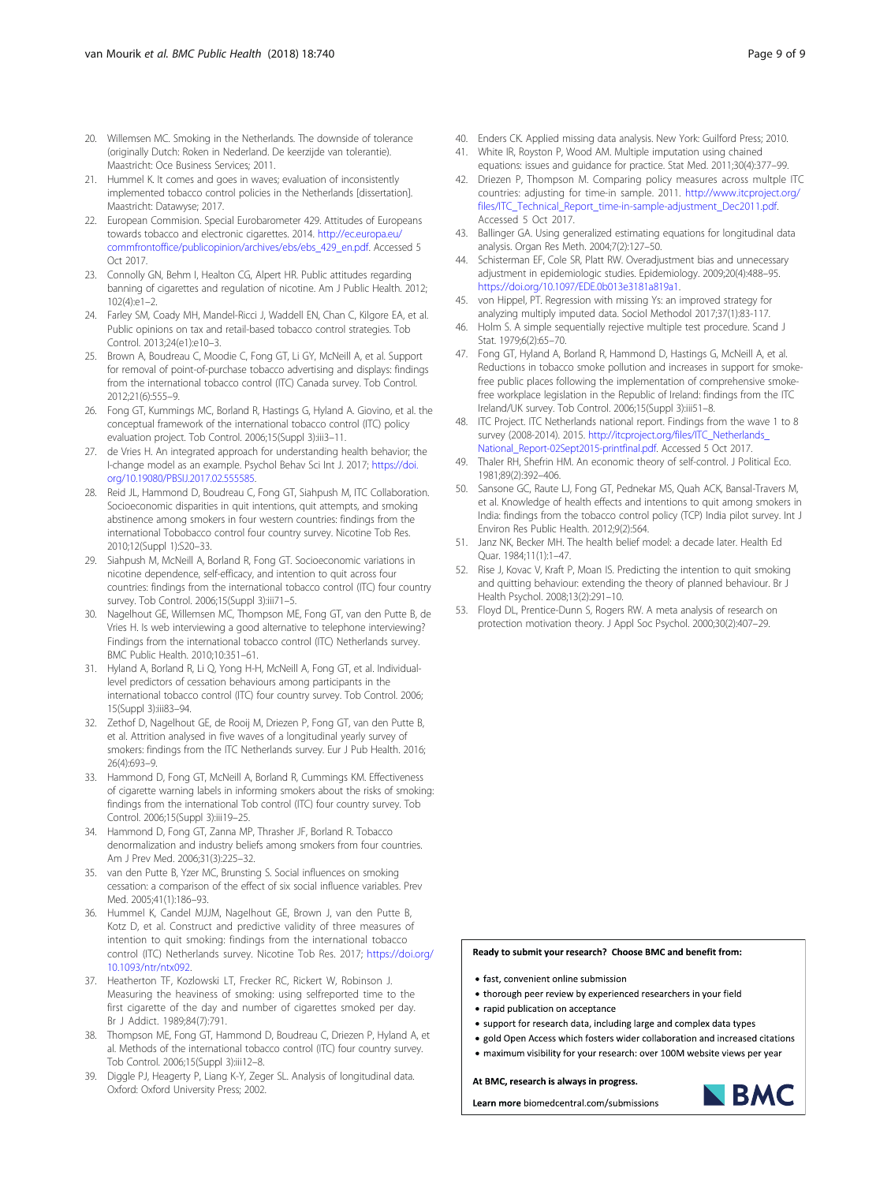20. Willemsen MC. Smoking in the Netherlands. The downside of tolerance (originally Dutch: Roken in Nederland. De keerzijde van tolerantie). Maastricht: Oce Business Services; 2011.
21. Hummel K. It comes and goes in waves; evaluation of inconsistently implemented tobacco control policies in the Netherlands [dissertation]. Maastricht: Datawyse; 2017.
22. European Commision. Special Eurobarometer 429. Attitudes of Europeans towards tobacco and electronic cigarettes. 2014. http://ec.europa.eu/commfrontoffice/publicopinion/archives/ebs/ebs_429_en.pdf. Accessed 5 Oct 2017.
23. Connolly GN, Behm I, Healton CG, Alpert HR. Public attitudes regarding banning of cigarettes and regulation of nicotine. Am J Public Health. 2012; 102(4):e1–2.
24. Farley SM, Coady MH, Mandel-Ricci J, Waddell EN, Chan C, Kilgore EA, et al. Public opinions on tax and retail-based tobacco control strategies. Tob Control. 2013;24(e1):e10–3.
25. Brown A, Boudreau C, Moodie C, Fong GT, Li GY, McNeill A, et al. Support for removal of point-of-purchase tobacco advertising and displays: findings from the international tobacco control (ITC) Canada survey. Tob Control. 2012;21(6):555–9.
26. Fong GT, Kummings MC, Borland R, Hastings G, Hyland A. Giovino, et al. the conceptual framework of the international tobacco control (ITC) policy evaluation project. Tob Control. 2006;15(Suppl 3):iii3–11.
27. de Vries H. An integrated approach for understanding health behavior; the I-change model as an example. Psychol Behav Sci Int J. 2017; https://doi.org/10.19080/PBSIJ.2017.02.555585.
28. Reid JL, Hammond D, Boudreau C, Fong GT, Siahpush M, ITC Collaboration. Socioeconomic disparities in quit intentions, quit attempts, and smoking abstinence among smokers in four western countries: findings from the international Tobobacco control four country survey. Nicotine Tob Res. 2010;12(Suppl 1):S20–33.
29. Siahpush M, McNeill A, Borland R, Fong GT. Socioeconomic variations in nicotine dependence, self-efficacy, and intention to quit across four countries: findings from the international tobacco control (ITC) four country survey. Tob Control. 2006;15(Suppl 3):iii71–5.
30. Nagelhout GE, Willemsen MC, Thompson ME, Fong GT, van den Putte B, de Vries H. Is web interviewing a good alternative to telephone interviewing? Findings from the international tobacco control (ITC) Netherlands survey. BMC Public Health. 2010;10:351–61.
31. Hyland A, Borland R, Li Q, Yong H-H, McNeill A, Fong GT, et al. Individual-level predictors of cessation behaviours among participants in the international tobacco control (ITC) four country survey. Tob Control. 2006; 15(Suppl 3):iii83–94.
32. Zethof D, Nagelhout GE, de Rooij M, Driezen P, Fong GT, van den Putte B, et al. Attrition analysed in five waves of a longitudinal yearly survey of smokers: findings from the ITC Netherlands survey. Eur J Pub Health. 2016; 26(4):693–9.
33. Hammond D, Fong GT, McNeill A, Borland R, Cummings KM. Effectiveness of cigarette warning labels in informing smokers about the risks of smoking: findings from the international Tob control (ITC) four country survey. Tob Control. 2006;15(Suppl 3):iii19–25.
34. Hammond D, Fong GT, Zanna MP, Thrasher JF, Borland R. Tobacco denormalization and industry beliefs among smokers from four countries. Am J Prev Med. 2006;31(3):225–32.
35. van den Putte B, Yzer MC, Brunsting S. Social influences on smoking cessation: a comparison of the effect of six social influence variables. Prev Med. 2005;41(1):186–93.
36. Hummel K, Candel MJJM, Nagelhout GE, Brown J, van den Putte B, Kotz D, et al. Construct and predictive validity of three measures of intention to quit smoking: findings from the international tobacco control (ITC) Netherlands survey. Nicotine Tob Res. 2017; https://doi.org/10.1093/ntr/ntx092.
37. Heatherton TF, Kozlowski LT, Frecker RC, Rickert W, Robinson J. Measuring the heaviness of smoking: using selfreported time to the first cigarette of the day and number of cigarettes smoked per day. Br J Addict. 1989;84(7):791.
38. Thompson ME, Fong GT, Hammond D, Boudreau C, Driezen P, Hyland A, et al. Methods of the international tobacco control (ITC) four country survey. Tob Control. 2006;15(Suppl 3):iii12–8.
39. Diggle PJ, Heagerty P, Liang K-Y, Zeger SL. Analysis of longitudinal data. Oxford: Oxford University Press; 2002.
40. Enders CK. Applied missing data analysis. New York: Guilford Press; 2010.
41. White IR, Royston P, Wood AM. Multiple imputation using chained equations: issues and guidance for practice. Stat Med. 2011;30(4):377–99.
42. Driezen P, Thompson M. Comparing policy measures across multple ITC countries: adjusting for time-in sample. 2011. http://www.itcproject.org/files/ITC_Technical_Report_time-in-sample-adjustment_Dec2011.pdf. Accessed 5 Oct 2017.
43. Ballinger GA. Using generalized estimating equations for longitudinal data analysis. Organ Res Meth. 2004;7(2):127–50.
44. Schisterman EF, Cole SR, Platt RW. Overadjustment bias and unnecessary adjustment in epidemiologic studies. Epidemiology. 2009;20(4):488–95. https://doi.org/10.1097/EDE.0b013e3181a819a1.
45. von Hippel, PT. Regression with missing Ys: an improved strategy for analyzing multiply imputed data. Sociol Methodol 2017;37(1):83-117.
46. Holm S. A simple sequentially rejective multiple test procedure. Scand J Stat. 1979;6(2):65–70.
47. Fong GT, Hyland A, Borland R, Hammond D, Hastings G, McNeill A, et al. Reductions in tobacco smoke pollution and increases in support for smoke-free public places following the implementation of comprehensive smoke-free workplace legislation in the Republic of Ireland: findings from the ITC Ireland/UK survey. Tob Control. 2006;15(Suppl 3):iii51–8.
48. ITC Project. ITC Netherlands national report. Findings from the wave 1 to 8 survey (2008-2014). 2015. http://itcproject.org/files/ITC_Netherlands_National_Report-02Sept2015-printfinal.pdf. Accessed 5 Oct 2017.
49. Thaler RH, Shefrin HM. An economic theory of self-control. J Political Eco. 1981;89(2):392–406.
50. Sansone GC, Raute LJ, Fong GT, Pednekar MS, Quah ACK, Bansal-Travers M, et al. Knowledge of health effects and intentions to quit among smokers in India: findings from the tobacco control policy (TCP) India pilot survey. Int J Environ Res Public Health. 2012;9(2):564.
51. Janz NK, Becker MH. The health belief model: a decade later. Health Ed Quar. 1984;11(1):1–47.
52. Rise J, Kovac V, Kraft P, Moan IS. Predicting the intention to quit smoking and quitting behaviour: extending the theory of planned behaviour. Br J Health Psychol. 2008;13(2):291–10.
53. Floyd DL, Prentice-Dunn S, Rogers RW. A meta analysis of research on protection motivation theory. J Appl Soc Psychol. 2000;30(2):407–29.

**Ready to submit your research? Choose BMC and benefit from:**

- fast, convenient online submission
- thorough peer review by experienced researchers in your field
- rapid publication on acceptance
- support for research data, including large and complex data types
- gold Open Access which fosters wider collaboration and increased citations
- maximum visibility for your research: over 100M website views per year

**At BMC, research is always in progress.**

**Learn more** biomedcentral.com/submissions

BMC